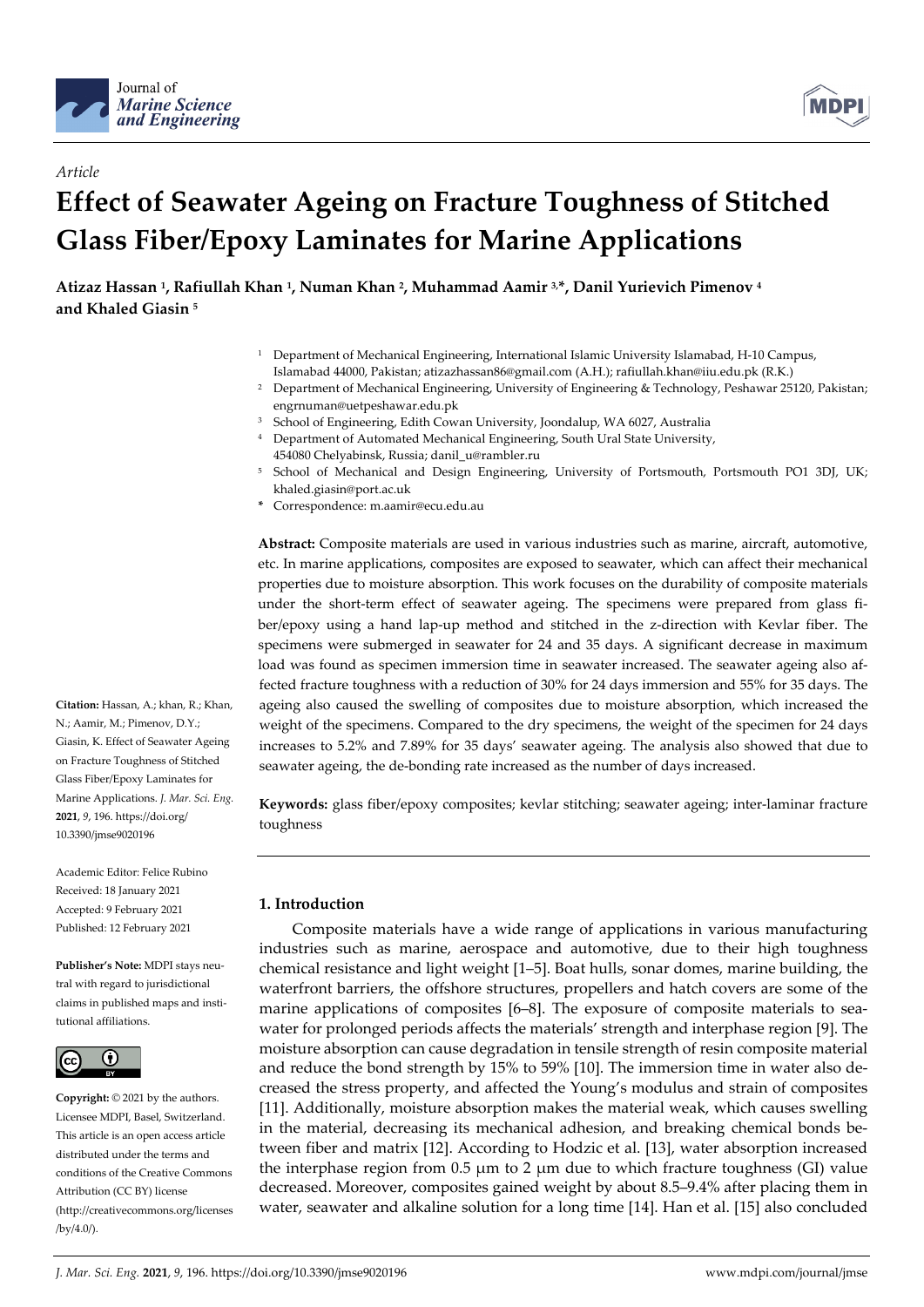*Article*

# Effect of Seawater Ageing on Fracture Toughness of Stitched Glass Fiber/Epoxy Laminates for Marine Applications

**Atizaz Hassan [1], Rafiullah Khan [1], Numan Khan [2], Muhammad Aamir [3,*], Danil Yurievich Pimenov [4] and Khaled Giasin [5]**

[1] Department of Mechanical Engineering, International Islamic University Islamabad, H-10 Campus, Islamabad 44000, Pakistan; atizazhassan86@gmail.com (A.H.); rafiullah.khan@iiu.edu.pk (R.K.)
[2] Department of Mechanical Engineering, University of Engineering & Technology, Peshawar 25120, Pakistan; engrnuman@uetpeshawar.edu.pk
[3] School of Engineering, Edith Cowan University, Joondalup, WA 6027, Australia
[4] Department of Automated Mechanical Engineering, South Ural State University, 454080 Chelyabinsk, Russia; danil_u@rambler.ru
[5] School of Mechanical and Design Engineering, University of Portsmouth, Portsmouth PO1 3DJ, UK; khaled.giasin@port.ac.uk
* Correspondence: m.aamir@ecu.edu.au

**Abstract:** Composite materials are used in various industries such as marine, aircraft, automotive, etc. In marine applications, composites are exposed to seawater, which can affect their mechanical properties due to moisture absorption. This work focuses on the durability of composite materials under the short-term effect of seawater ageing. The specimens were prepared from glass fiber/epoxy using a hand lap-up method and stitched in the z-direction with Kevlar fiber. The specimens were submerged in seawater for 24 and 35 days. A significant decrease in maximum load was found as specimen immersion time in seawater increased. The seawater ageing also affected fracture toughness with a reduction of 30% for 24 days immersion and 55% for 35 days. The ageing also caused the swelling of composites due to moisture absorption, which increased the weight of the specimens. Compared to the dry specimens, the weight of the specimen for 24 days increases to 5.2% and 7.89% for 35 days' seawater ageing. The analysis also showed that due to seawater ageing, the de-bonding rate increased as the number of days increased.

**Keywords:** glass fiber/epoxy composites; kevlar stitching; seawater ageing; inter-laminar fracture toughness

**Citation:** Hassan, A.; khan, R.; Khan, N.; Aamir, M.; Pimenov, D.Y.; Giasin, K. Effect of Seawater Ageing on Fracture Toughness of Stitched Glass Fiber/Epoxy Laminates for Marine Applications. *J. Mar. Sci. Eng.* **2021**, *9*, 196. https://doi.org/10.3390/jmse9020196

Academic Editor: Felice Rubino
Received: 18 January 2021
Accepted: 9 February 2021
Published: 12 February 2021

**Publisher's Note:** MDPI stays neutral with regard to jurisdictional claims in published maps and institutional affiliations.

**Copyright:** © 2021 by the authors. Licensee MDPI, Basel, Switzerland. This article is an open access article distributed under the terms and conditions of the Creative Commons Attribution (CC BY) license (http://creativecommons.org/licenses/by/4.0/).

## 1. Introduction

Composite materials have a wide range of applications in various manufacturing industries such as marine, aerospace and automotive, due to their high toughness chemical resistance and light weight [1–5]. Boat hulls, sonar domes, marine building, the waterfront barriers, the offshore structures, propellers and hatch covers are some of the marine applications of composites [6–8]. The exposure of composite materials to seawater for prolonged periods affects the materials' strength and interphase region [9]. The moisture absorption can cause degradation in tensile strength of resin composite material and reduce the bond strength by 15% to 59% [10]. The immersion time in water also decreased the stress property, and affected the Young's modulus and strain of composites [11]. Additionally, moisture absorption makes the material weak, which causes swelling in the material, decreasing its mechanical adhesion, and breaking chemical bonds between fiber and matrix [12]. According to Hodzic et al. [13], water absorption increased the interphase region from 0.5 μm to 2 μm due to which fracture toughness (GI) value decreased. Moreover, composites gained weight by about 8.5–9.4% after placing them in water, seawater and alkaline solution for a long time [14]. Han et al. [15] also concluded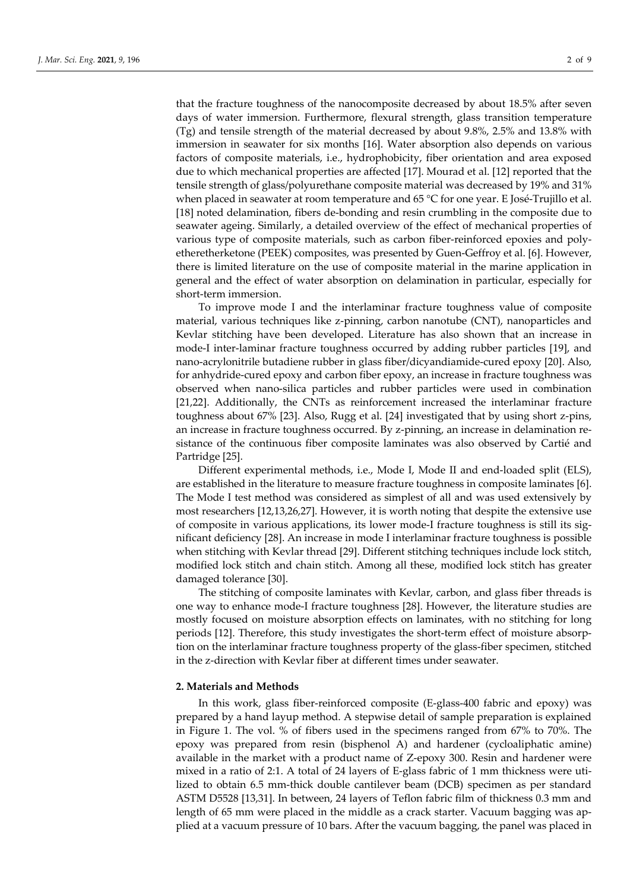that the fracture toughness of the nanocomposite decreased by about 18.5% after seven days of water immersion. Furthermore, flexural strength, glass transition temperature (Tg) and tensile strength of the material decreased by about 9.8%, 2.5% and 13.8% with immersion in seawater for six months [16]. Water absorption also depends on various factors of composite materials, i.e., hydrophobicity, fiber orientation and area exposed due to which mechanical properties are affected [17]. Mourad et al. [12] reported that the tensile strength of glass/polyurethane composite material was decreased by 19% and 31% when placed in seawater at room temperature and 65 °C for one year. E José-Trujillo et al. [18] noted delamination, fibers de-bonding and resin crumbling in the composite due to seawater ageing. Similarly, a detailed overview of the effect of mechanical properties of various type of composite materials, such as carbon fiber-reinforced epoxies and polyetheretherketone (PEEK) composites, was presented by Guen-Geffroy et al. [6]. However, there is limited literature on the use of composite material in the marine application in general and the effect of water absorption on delamination in particular, especially for short-term immersion.

To improve mode I and the interlaminar fracture toughness value of composite material, various techniques like z-pinning, carbon nanotube (CNT), nanoparticles and Kevlar stitching have been developed. Literature has also shown that an increase in mode-I inter-laminar fracture toughness occurred by adding rubber particles [19], and nano-acrylonitrile butadiene rubber in glass fiber/dicyandiamide-cured epoxy [20]. Also, for anhydride-cured epoxy and carbon fiber epoxy, an increase in fracture toughness was observed when nano-silica particles and rubber particles were used in combination [21,22]. Additionally, the CNTs as reinforcement increased the interlaminar fracture toughness about 67% [23]. Also, Rugg et al. [24] investigated that by using short z-pins, an increase in fracture toughness occurred. By z-pinning, an increase in delamination resistance of the continuous fiber composite laminates was also observed by Cartié and Partridge [25].

Different experimental methods, i.e., Mode I, Mode II and end-loaded split (ELS), are established in the literature to measure fracture toughness in composite laminates [6]. The Mode I test method was considered as simplest of all and was used extensively by most researchers [12,13,26,27]. However, it is worth noting that despite the extensive use of composite in various applications, its lower mode-I fracture toughness is still its significant deficiency [28]. An increase in mode I interlaminar fracture toughness is possible when stitching with Kevlar thread [29]. Different stitching techniques include lock stitch, modified lock stitch and chain stitch. Among all these, modified lock stitch has greater damaged tolerance [30].

The stitching of composite laminates with Kevlar, carbon, and glass fiber threads is one way to enhance mode-I fracture toughness [28]. However, the literature studies are mostly focused on moisture absorption effects on laminates, with no stitching for long periods [12]. Therefore, this study investigates the short-term effect of moisture absorption on the interlaminar fracture toughness property of the glass-fiber specimen, stitched in the z-direction with Kevlar fiber at different times under seawater.

## 2. Materials and Methods

In this work, glass fiber-reinforced composite (E-glass-400 fabric and epoxy) was prepared by a hand layup method. A stepwise detail of sample preparation is explained in Figure 1. The vol. % of fibers used in the specimens ranged from 67% to 70%. The epoxy was prepared from resin (bisphenol A) and hardener (cycloaliphatic amine) available in the market with a product name of Z-epoxy 300. Resin and hardener were mixed in a ratio of 2:1. A total of 24 layers of E-glass fabric of 1 mm thickness were utilized to obtain 6.5 mm-thick double cantilever beam (DCB) specimen as per standard ASTM D5528 [13,31]. In between, 24 layers of Teflon fabric film of thickness 0.3 mm and length of 65 mm were placed in the middle as a crack starter. Vacuum bagging was applied at a vacuum pressure of 10 bars. After the vacuum bagging, the panel was placed in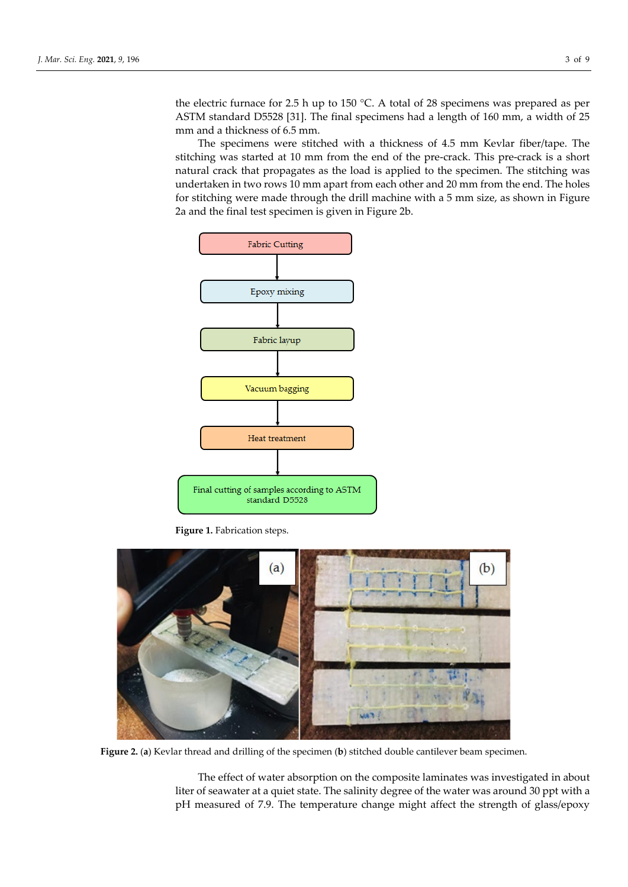the electric furnace for 2.5 h up to 150 °C. A total of 28 specimens was prepared as per ASTM standard D5528 [31]. The final specimens had a length of 160 mm, a width of 25 mm and a thickness of 6.5 mm.

The specimens were stitched with a thickness of 4.5 mm Kevlar fiber/tape. The stitching was started at 10 mm from the end of the pre-crack. This pre-crack is a short natural crack that propagates as the load is applied to the specimen. The stitching was undertaken in two rows 10 mm apart from each other and 20 mm from the end. The holes for stitching were made through the drill machine with a 5 mm size, as shown in Figure 2a and the final test specimen is given in Figure 2b.

Fabric Cutting

Epoxy mixing

Fabric layup

Vacuum bagging

Heat treatment

Final cutting of samples according to ASTM standard D5528

**Figure 1.** Fabrication steps.

(a)

(b)

**Figure 2.** (**a**) Kevlar thread and drilling of the specimen (**b**) stitched double cantilever beam specimen.

The effect of water absorption on the composite laminates was investigated in about liter of seawater at a quiet state. The salinity degree of the water was around 30 ppt with a pH measured of 7.9. The temperature change might affect the strength of glass/epoxy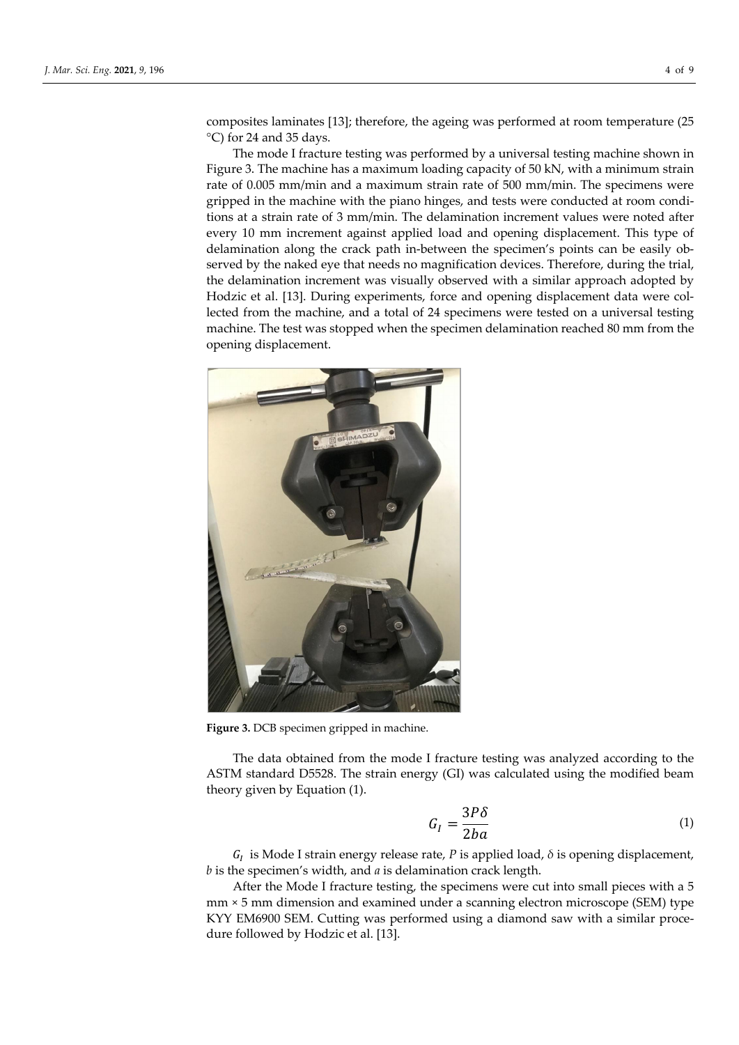composites laminates [13]; therefore, the ageing was performed at room temperature (25 °C) for 24 and 35 days.

The mode I fracture testing was performed by a universal testing machine shown in Figure 3. The machine has a maximum loading capacity of 50 kN, with a minimum strain rate of 0.005 mm/min and a maximum strain rate of 500 mm/min. The specimens were gripped in the machine with the piano hinges, and tests were conducted at room conditions at a strain rate of 3 mm/min. The delamination increment values were noted after every 10 mm increment against applied load and opening displacement. This type of delamination along the crack path in-between the specimen's points can be easily observed by the naked eye that needs no magnification devices. Therefore, during the trial, the delamination increment was visually observed with a similar approach adopted by Hodzic et al. [13]. During experiments, force and opening displacement data were collected from the machine, and a total of 24 specimens were tested on a universal testing machine. The test was stopped when the specimen delamination reached 80 mm from the opening displacement.

**Figure 3.** DCB specimen gripped in machine.

The data obtained from the mode I fracture testing was analyzed according to the ASTM standard D5528. The strain energy (GI) was calculated using the modified beam theory given by Equation (1).

$$G_I = \frac{3P\delta}{2ba} \tag{1}$$

$G_I$ is Mode I strain energy release rate, *P* is applied load, δ is opening displacement, *b* is the specimen's width, and *a* is delamination crack length.

After the Mode I fracture testing, the specimens were cut into small pieces with a 5 mm × 5 mm dimension and examined under a scanning electron microscope (SEM) type KYY EM6900 SEM. Cutting was performed using a diamond saw with a similar procedure followed by Hodzic et al. [13].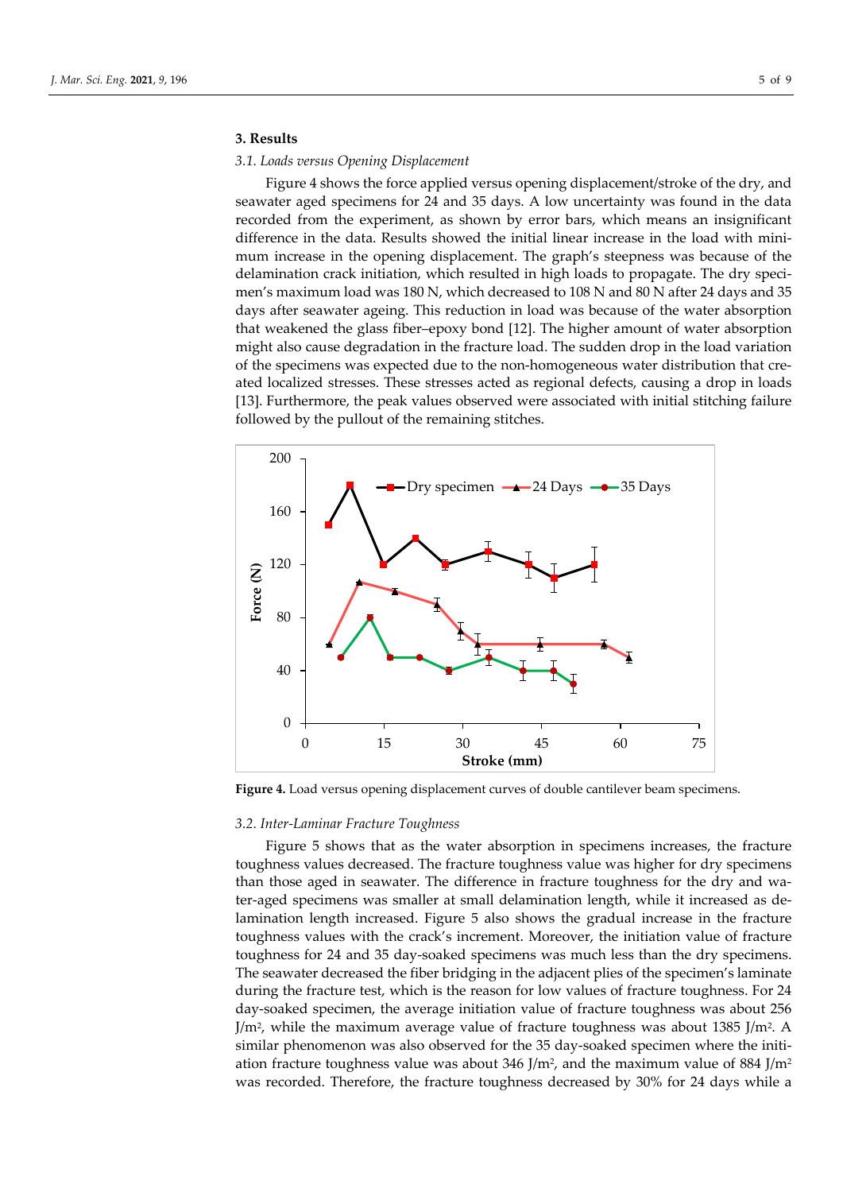## 3. Results

### 3.1. Loads versus Opening Displacement

Figure 4 shows the force applied versus opening displacement/stroke of the dry, and seawater aged specimens for 24 and 35 days. A low uncertainty was found in the data recorded from the experiment, as shown by error bars, which means an insignificant difference in the data. Results showed the initial linear increase in the load with minimum increase in the opening displacement. The graph's steepness was because of the delamination crack initiation, which resulted in high loads to propagate. The dry specimen's maximum load was 180 N, which decreased to 108 N and 80 N after 24 days and 35 days after seawater ageing. This reduction in load was because of the water absorption that weakened the glass fiber–epoxy bond [12]. The higher amount of water absorption might also cause degradation in the fracture load. The sudden drop in the load variation of the specimens was expected due to the non-homogeneous water distribution that created localized stresses. These stresses acted as regional defects, causing a drop in loads [13]. Furthermore, the peak values observed were associated with initial stitching failure followed by the pullout of the remaining stitches.

Force (N)
Stroke (mm)
Dry specimen
24 Days
35 Days
0
40
80
120
160
200
0
15
30
45
60
75

**Figure 4.** Load versus opening displacement curves of double cantilever beam specimens.

### 3.2. Inter-Laminar Fracture Toughness

Figure 5 shows that as the water absorption in specimens increases, the fracture toughness values decreased. The fracture toughness value was higher for dry specimens than those aged in seawater. The difference in fracture toughness for the dry and water-aged specimens was smaller at small delamination length, while it increased as delamination length increased. Figure 5 also shows the gradual increase in the fracture toughness values with the crack's increment. Moreover, the initiation value of fracture toughness for 24 and 35 day-soaked specimens was much less than the dry specimens. The seawater decreased the fiber bridging in the adjacent plies of the specimen's laminate during the fracture test, which is the reason for low values of fracture toughness. For 24 day-soaked specimen, the average initiation value of fracture toughness was about 256 J/m$^2$, while the maximum average value of fracture toughness was about 1385 J/m$^2$. A similar phenomenon was also observed for the 35 day-soaked specimen where the initiation fracture toughness value was about 346 J/m$^2$, and the maximum value of 884 J/m$^2$ was recorded. Therefore, the fracture toughness decreased by 30% for 24 days while a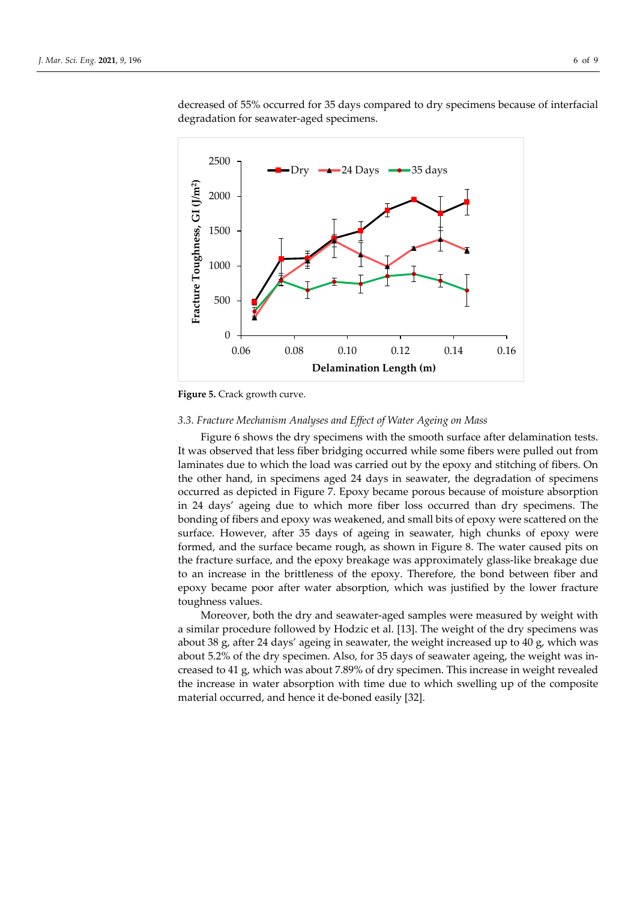decreased of 55% occurred for 35 days compared to dry specimens because of interfacial degradation for seawater-aged specimens.

2500
2000
1500
1000
500
0
Fracture Toughness, GI (J/m²)
0.06
0.08
0.10
0.12
0.14
0.16
Delamination Length (m)
Dry
24 Days
35 days

**Figure 5.** Crack growth curve.

### 3.3. Fracture Mechanism Analyses and Effect of Water Ageing on Mass

Figure 6 shows the dry specimens with the smooth surface after delamination tests. It was observed that less fiber bridging occurred while some fibers were pulled out from laminates due to which the load was carried out by the epoxy and stitching of fibers. On the other hand, in specimens aged 24 days in seawater, the degradation of specimens occurred as depicted in Figure 7. Epoxy became porous because of moisture absorption in 24 days' ageing due to which more fiber loss occurred than dry specimens. The bonding of fibers and epoxy was weakened, and small bits of epoxy were scattered on the surface. However, after 35 days of ageing in seawater, high chunks of epoxy were formed, and the surface became rough, as shown in Figure 8. The water caused pits on the fracture surface, and the epoxy breakage was approximately glass-like breakage due to an increase in the brittleness of the epoxy. Therefore, the bond between fiber and epoxy became poor after water absorption, which was justified by the lower fracture toughness values.

Moreover, both the dry and seawater-aged samples were measured by weight with a similar procedure followed by Hodzic et al. [13]. The weight of the dry specimens was about 38 g, after 24 days' ageing in seawater, the weight increased up to 40 g, which was about 5.2% of the dry specimen. Also, for 35 days of seawater ageing, the weight was increased to 41 g, which was about 7.89% of dry specimen. This increase in weight revealed the increase in water absorption with time due to which swelling up of the composite material occurred, and hence it de-boned easily [32].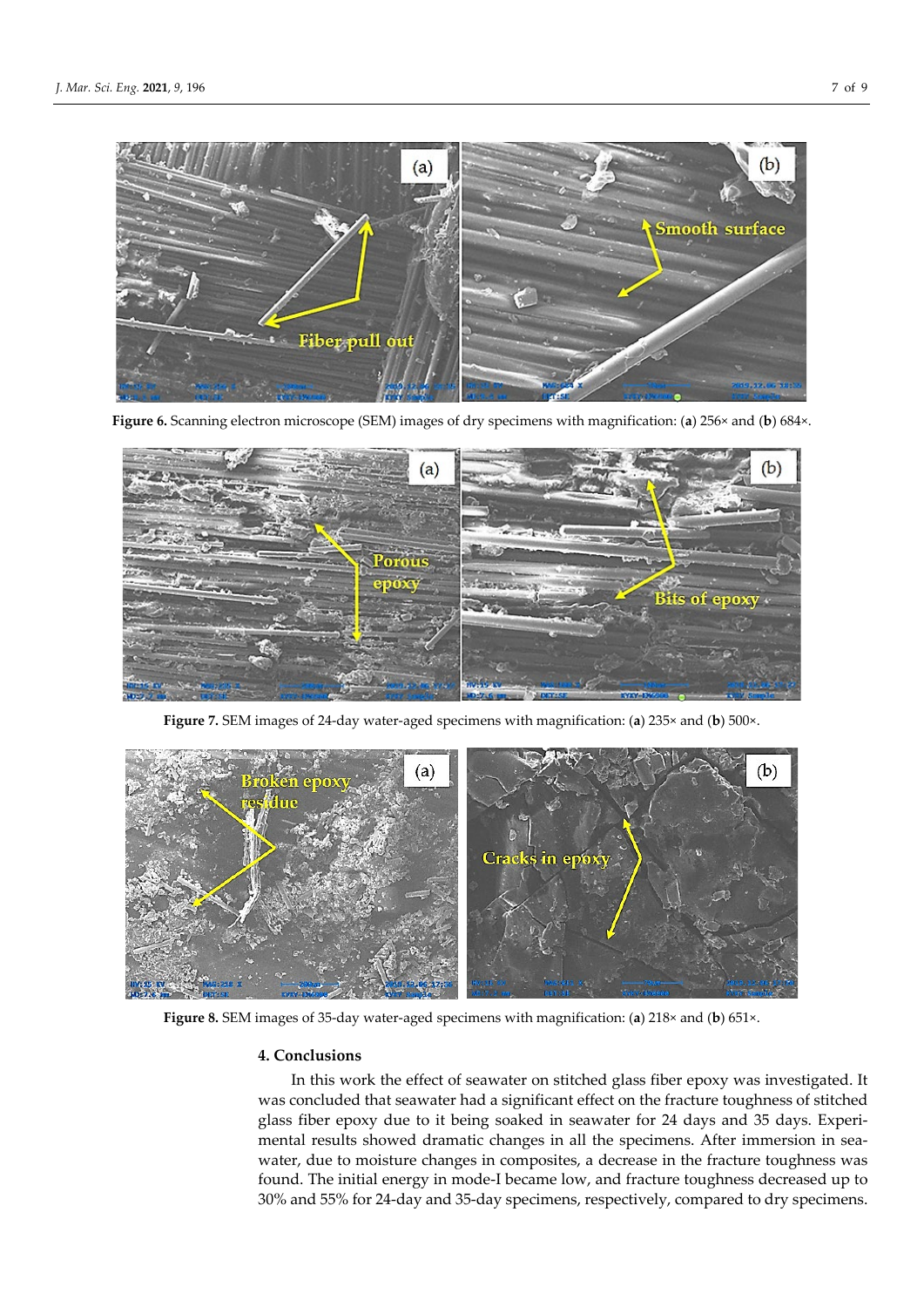Figure 6. Scanning electron microscope (SEM) images of dry specimens with magnification: (a) 256× and (b) 684×.

Figure 7. SEM images of 24-day water-aged specimens with magnification: (a) 235× and (b) 500×.

Figure 8. SEM images of 35-day water-aged specimens with magnification: (a) 218× and (b) 651×.

## 4. Conclusions

In this work the effect of seawater on stitched glass fiber epoxy was investigated. It was concluded that seawater had a significant effect on the fracture toughness of stitched glass fiber epoxy due to it being soaked in seawater for 24 days and 35 days. Experimental results showed dramatic changes in all the specimens. After immersion in seawater, due to moisture changes in composites, a decrease in the fracture toughness was found. The initial energy in mode-I became low, and fracture toughness decreased up to 30% and 55% for 24-day and 35-day specimens, respectively, compared to dry specimens.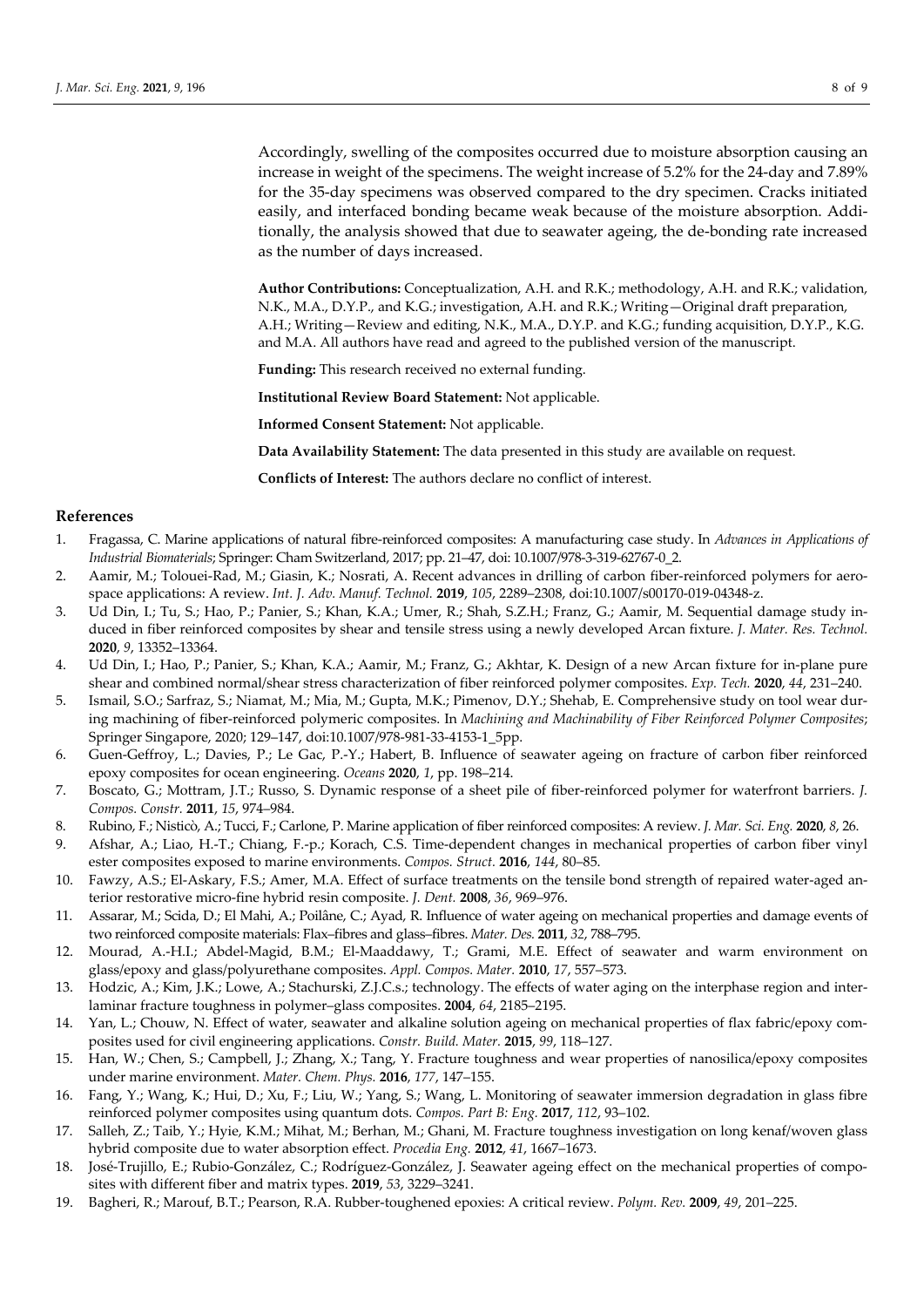Accordingly, swelling of the composites occurred due to moisture absorption causing an increase in weight of the specimens. The weight increase of 5.2% for the 24-day and 7.89% for the 35-day specimens was observed compared to the dry specimen. Cracks initiated easily, and interfaced bonding became weak because of the moisture absorption. Additionally, the analysis showed that due to seawater ageing, the de-bonding rate increased as the number of days increased.

**Author Contributions:** Conceptualization, A.H. and R.K.; methodology, A.H. and R.K.; validation, N.K., M.A., D.Y.P., and K.G.; investigation, A.H. and R.K.; Writing—Original draft preparation, A.H.; Writing—Review and editing, N.K., M.A., D.Y.P. and K.G.; funding acquisition, D.Y.P., K.G. and M.A. All authors have read and agreed to the published version of the manuscript.

**Funding:** This research received no external funding.

**Institutional Review Board Statement:** Not applicable.

**Informed Consent Statement:** Not applicable.

**Data Availability Statement:** The data presented in this study are available on request.

**Conflicts of Interest:** The authors declare no conflict of interest.

## References

1. Fragassa, C. Marine applications of natural fibre-reinforced composites: A manufacturing case study. In *Advances in Applications of Industrial Biomaterials*; Springer: Cham Switzerland, 2017; pp. 21–47, doi: 10.1007/978-3-319-62767-0_2.
2. Aamir, M.; Tolouei-Rad, M.; Giasin, K.; Nosrati, A. Recent advances in drilling of carbon fiber-reinforced polymers for aerospace applications: A review. *Int. J. Adv. Manuf. Technol.* **2019**, *105*, 2289–2308, doi:10.1007/s00170-019-04348-z.
3. Ud Din, I.; Tu, S.; Hao, P.; Panier, S.; Khan, K.A.; Umer, R.; Shah, S.Z.H.; Franz, G.; Aamir, M. Sequential damage study induced in fiber reinforced composites by shear and tensile stress using a newly developed Arcan fixture. *J. Mater. Res. Technol.* **2020**, *9*, 13352–13364.
4. Ud Din, I.; Hao, P.; Panier, S.; Khan, K.A.; Aamir, M.; Franz, G.; Akhtar, K. Design of a new Arcan fixture for in-plane pure shear and combined normal/shear stress characterization of fiber reinforced polymer composites. *Exp. Tech.* **2020**, *44*, 231–240.
5. Ismail, S.O.; Sarfraz, S.; Niamat, M.; Mia, M.; Gupta, M.K.; Pimenov, D.Y.; Shehab, E. Comprehensive study on tool wear during machining of fiber-reinforced polymeric composites. In *Machining and Machinability of Fiber Reinforced Polymer Composites*; Springer Singapore, 2020; 129–147, doi:10.1007/978-981-33-4153-1_5pp.
6. Guen-Geffroy, L.; Davies, P.; Le Gac, P.-Y.; Habert, B. Influence of seawater ageing on fracture of carbon fiber reinforced epoxy composites for ocean engineering. *Oceans* **2020**, *1*, pp. 198–214.
7. Boscato, G.; Mottram, J.T.; Russo, S. Dynamic response of a sheet pile of fiber-reinforced polymer for waterfront barriers. *J. Compos. Constr.* **2011**, *15*, 974–984.
8. Rubino, F.; Nisticò, A.; Tucci, F.; Carlone, P. Marine application of fiber reinforced composites: A review. *J. Mar. Sci. Eng.* **2020**, *8*, 26.
9. Afshar, A.; Liao, H.-T.; Chiang, F.-p.; Korach, C.S. Time-dependent changes in mechanical properties of carbon fiber vinyl ester composites exposed to marine environments. *Compos. Struct.* **2016**, *144*, 80–85.
10. Fawzy, A.S.; El-Askary, F.S.; Amer, M.A. Effect of surface treatments on the tensile bond strength of repaired water-aged anterior restorative micro-fine hybrid resin composite. *J. Dent.* **2008**, *36*, 969–976.
11. Assarar, M.; Scida, D.; El Mahi, A.; Poilâne, C.; Ayad, R. Influence of water ageing on mechanical properties and damage events of two reinforced composite materials: Flax–fibres and glass–fibres. *Mater. Des.* **2011**, *32*, 788–795.
12. Mourad, A.-H.I.; Abdel-Magid, B.M.; El-Maaddawy, T.; Grami, M.E. Effect of seawater and warm environment on glass/epoxy and glass/polyurethane composites. *Appl. Compos. Mater.* **2010**, *17*, 557–573.
13. Hodzic, A.; Kim, J.K.; Lowe, A.; Stachurski, Z.J.C.s.; technology. The effects of water aging on the interphase region and interlaminar fracture toughness in polymer–glass composites. **2004**, *64*, 2185–2195.
14. Yan, L.; Chouw, N. Effect of water, seawater and alkaline solution ageing on mechanical properties of flax fabric/epoxy composites used for civil engineering applications. *Constr. Build. Mater.* **2015**, *99*, 118–127.
15. Han, W.; Chen, S.; Campbell, J.; Zhang, X.; Tang, Y. Fracture toughness and wear properties of nanosilica/epoxy composites under marine environment. *Mater. Chem. Phys.* **2016**, *177*, 147–155.
16. Fang, Y.; Wang, K.; Hui, D.; Xu, F.; Liu, W.; Yang, S.; Wang, L. Monitoring of seawater immersion degradation in glass fibre reinforced polymer composites using quantum dots. *Compos. Part B: Eng.* **2017**, *112*, 93–102.
17. Salleh, Z.; Taib, Y.; Hyie, K.M.; Mihat, M.; Berhan, M.; Ghani, M. Fracture toughness investigation on long kenaf/woven glass hybrid composite due to water absorption effect. *Procedia Eng.* **2012**, *41*, 1667–1673.
18. José-Trujillo, E.; Rubio-González, C.; Rodríguez-González, J. Seawater ageing effect on the mechanical properties of composites with different fiber and matrix types. **2019**, *53*, 3229–3241.
19. Bagheri, R.; Marouf, B.T.; Pearson, R.A. Rubber-toughened epoxies: A critical review. *Polym. Rev.* **2009**, *49*, 201–225.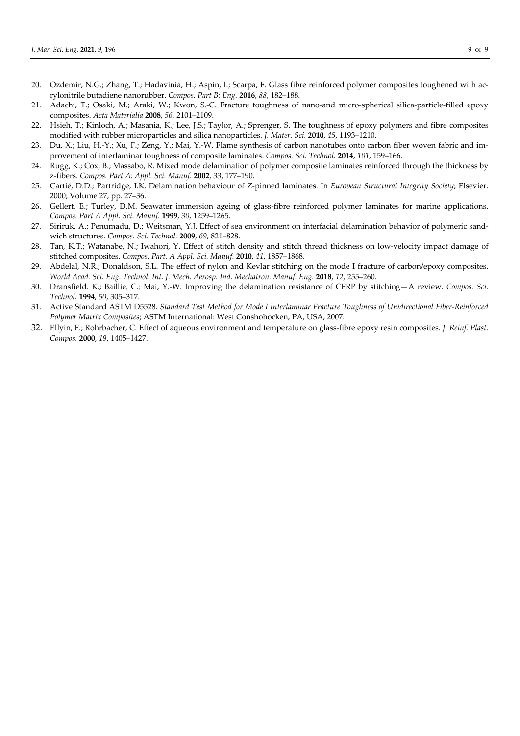20. Ozdemir, N.G.; Zhang, T.; Hadavinia, H.; Aspin, I.; Scarpa, F. Glass fibre reinforced polymer composites toughened with acrylonitrile butadiene nanorubber. *Compos. Part B: Eng.* **2016**, *88*, 182–188.
21. Adachi, T.; Osaki, M.; Araki, W.; Kwon, S.-C. Fracture toughness of nano-and micro-spherical silica-particle-filled epoxy composites. *Acta Materialia* **2008**, *56*, 2101–2109.
22. Hsieh, T.; Kinloch, A.; Masania, K.; Lee, J.S.; Taylor, A.; Sprenger, S. The toughness of epoxy polymers and fibre composites modified with rubber microparticles and silica nanoparticles. *J. Mater. Sci.* **2010**, *45*, 1193–1210.
23. Du, X.; Liu, H.-Y.; Xu, F.; Zeng, Y.; Mai, Y.-W. Flame synthesis of carbon nanotubes onto carbon fiber woven fabric and improvement of interlaminar toughness of composite laminates. *Compos. Sci. Technol.* **2014**, *101*, 159–166.
24. Rugg, K.; Cox, B.; Massabo, R. Mixed mode delamination of polymer composite laminates reinforced through the thickness by z-fibers. *Compos. Part A: Appl. Sci. Manuf.* **2002**, *33*, 177–190.
25. Cartié, D.D.; Partridge, I.K. Delamination behaviour of Z-pinned laminates. In *European Structural Integrity Society*; Elsevier. 2000; Volume 27, pp. 27–36.
26. Gellert, E.; Turley, D.M. Seawater immersion ageing of glass-fibre reinforced polymer laminates for marine applications. *Compos. Part A Appl. Sci. Manuf.* **1999**, *30*, 1259–1265.
27. Siriruk, A.; Penumadu, D.; Weitsman, Y.J. Effect of sea environment on interfacial delamination behavior of polymeric sandwich structures. *Compos. Sci. Technol.* **2009**, *69*, 821–828.
28. Tan, K.T.; Watanabe, N.; Iwahori, Y. Effect of stitch density and stitch thread thickness on low-velocity impact damage of stitched composites. *Compos. Part. A Appl. Sci. Manuf.* **2010**, *41*, 1857–1868.
29. Abdelal, N.R.; Donaldson, S.L. The effect of nylon and Kevlar stitching on the mode I fracture of carbon/epoxy composites. *World Acad. Sci. Eng. Technol. Int. J. Mech. Aerosp. Ind. Mechatron. Manuf. Eng.* **2018**, *12*, 255–260.
30. Dransfield, K.; Baillie, C.; Mai, Y.-W. Improving the delamination resistance of CFRP by stitching—A review. *Compos. Sci. Technol.* **1994**, *50*, 305–317.
31. Active Standard ASTM D5528. *Standard Test Method for Mode I Interlaminar Fracture Toughness of Unidirectional Fiber-Reinforced Polymer Matrix Composites*; ASTM International: West Conshohocken, PA, USA, 2007.
32. Ellyin, F.; Rohrbacher, C. Effect of aqueous environment and temperature on glass-fibre epoxy resin composites. *J. Reinf. Plast. Compos.* **2000**, *19*, 1405–1427.